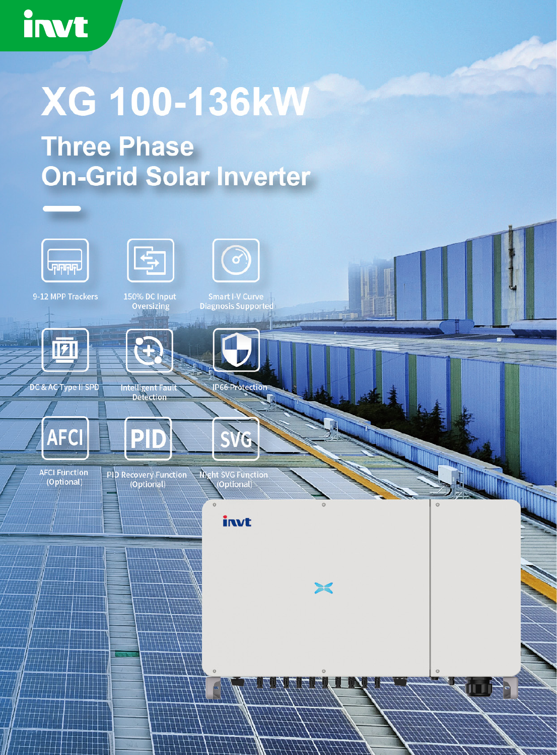invt

# XG 100-136kW

## Three Phase On-Grid Solar Inverter

- 9-12 MPP Trackers
- 150% DC Input Oversizing
- Smart I-V Curve Diagnosis Supported
- DC & AC Type II SPD
- Intelligent Fault Detection
- IP66 Protection
- AFCI Function (Optional)
- PID Recovery Function (Optional)
- Night SVG Function (Optional)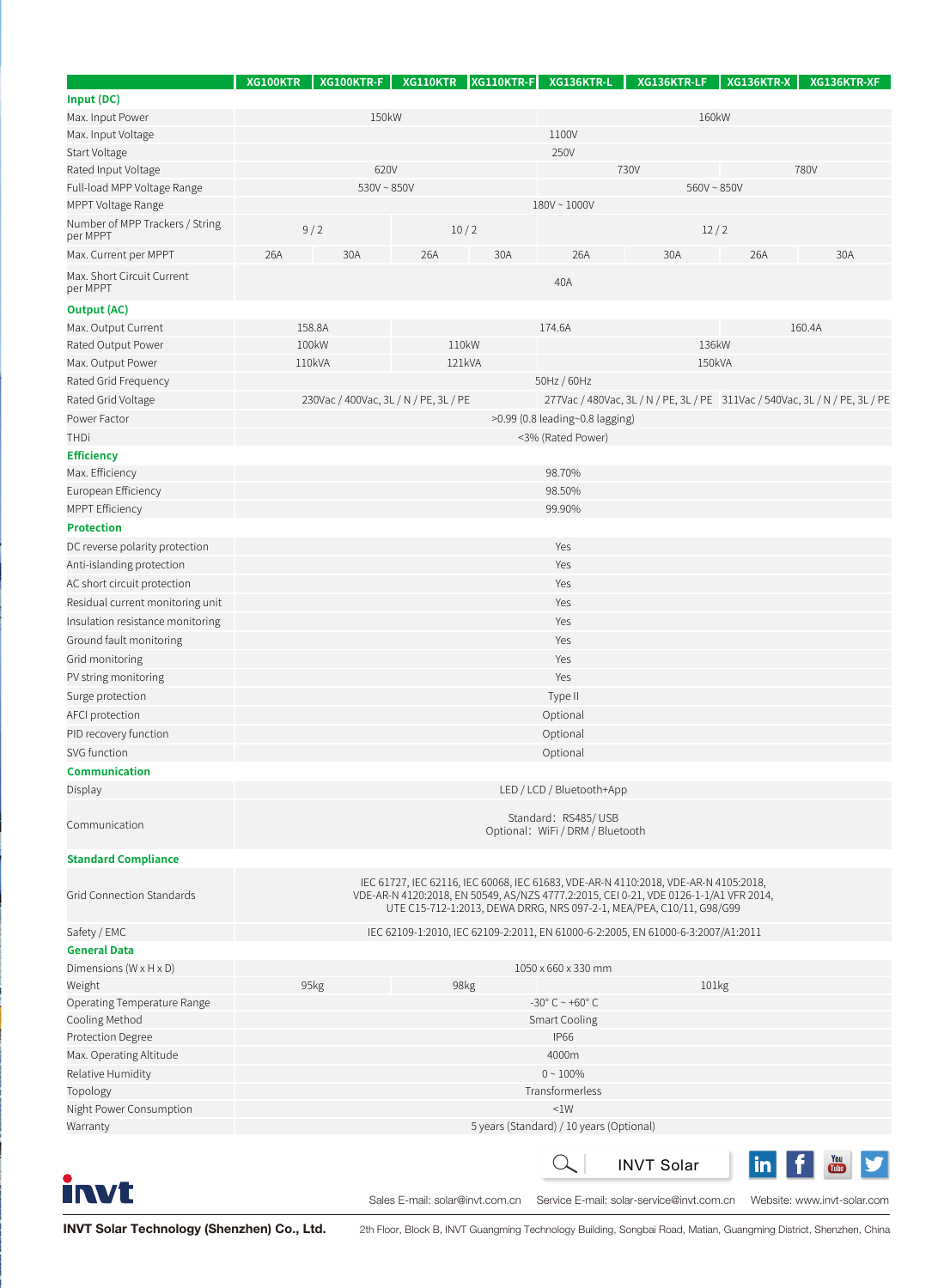| | XG100KTR | XG100KTR-F | XG110KTR | XG110KTR-F | XG136KTR-L | XG136KTR-LF | XG136KTR-X | XG136KTR-XF |
|---|---|---|---|---|---|---|---|---|
| **Input (DC)** | | | | | | | | |
| Max. Input Power | 150kW | | | | 160kW | | | |
| Max. Input Voltage | 1100V | | | | | | | |
| Start Voltage | 250V | | | | | | | |
| Rated Input Voltage | 620V | | | | 730V | | 780V | |
| Full-load MPP Voltage Range | 530V ~ 850V | | | | 560V ~ 850V | | | |
| MPPT Voltage Range | 180V ~ 1000V | | | | | | | |
| Number of MPP Trackers / String per MPPT | 9 / 2 | | 10 / 2 | | 12 / 2 | | | |
| Max. Current per MPPT | 26A | 30A | 26A | 30A | 26A | 30A | 26A | 30A |
| Max. Short Circuit Current per MPPT | 40A | | | | | | | |
| **Output (AC)** | | | | | | | | |
| Max. Output Current | 158.8A | | 174.6A | | | | 160.4A | |
| Rated Output Power | 100kW | | 110kW | | 136kW | | | |
| Max. Output Power | 110kVA | | 121kVA | | 150kVA | | | |
| Rated Grid Frequency | 50Hz / 60Hz | | | | | | | |
| Rated Grid Voltage | 230Vac / 400Vac, 3L / N / PE, 3L / PE | | | | 277Vac / 480Vac, 3L / N / PE, 3L / PE | | 311Vac / 540Vac, 3L / N / PE, 3L / PE | |
| Power Factor | >0.99 (0.8 leading~0.8 lagging) | | | | | | | |
| THDi | <3% (Rated Power) | | | | | | | |
| **Efficiency** | | | | | | | | |
| Max. Efficiency | 98.70% | | | | | | | |
| European Efficiency | 98.50% | | | | | | | |
| MPPT Efficiency | 99.90% | | | | | | | |
| **Protection** | | | | | | | | |
| DC reverse polarity protection | Yes | | | | | | | |
| Anti-islanding protection | Yes | | | | | | | |
| AC short circuit protection | Yes | | | | | | | |
| Residual current monitoring unit | Yes | | | | | | | |
| Insulation resistance monitoring | Yes | | | | | | | |
| Ground fault monitoring | Yes | | | | | | | |
| Grid monitoring | Yes | | | | | | | |
| PV string monitoring | Yes | | | | | | | |
| Surge protection | Type II | | | | | | | |
| AFCI protection | Optional | | | | | | | |
| PID recovery function | Optional | | | | | | | |
| SVG function | Optional | | | | | | | |
| **Communication** | | | | | | | | |
| Display | LED / LCD / Bluetooth+App | | | | | | | |
| Communication | Standard：RS485/ USB<br>Optional：WiFi / DRM / Bluetooth | | | | | | | |
| **Standard Compliance** | | | | | | | | |
| Grid Connection Standards | IEC 61727, IEC 62116, IEC 60068, IEC 61683, VDE-AR-N 4110:2018, VDE-AR-N 4105:2018, VDE-AR-N 4120:2018, EN 50549, AS/NZS 4777.2:2015, CEI 0-21, VDE 0126-1-1/A1 VFR 2014, UTE C15-712-1:2013, DEWA DRRG, NRS 097-2-1, MEA/PEA, C10/11, G98/G99 | | | | | | | |
| Safety / EMC | IEC 62109-1:2010, IEC 62109-2:2011, EN 61000-6-2:2005, EN 61000-6-3:2007/A1:2011 | | | | | | | |
| **General Data** | | | | | | | | |
| Dimensions (W x H x D) | 1050 x 660 x 330 mm | | | | | | | |
| Weight | 95kg | | 98kg | | 101kg | | | |
| Operating Temperature Range | -30° C ~ +60° C | | | | | | | |
| Cooling Method | Smart Cooling | | | | | | | |
| Protection Degree | IP66 | | | | | | | |
| Max. Operating Altitude | 4000m | | | | | | | |
| Relative Humidity | 0 ~ 100% | | | | | | | |
| Topology | Transformerless | | | | | | | |
| Night Power Consumption | <1W | | | | | | | |
| Warranty | 5 years (Standard) / 10 years (Optional) | | | | | | | |

INVT Solar

invt

Sales E-mail: solar@invt.com.cn Service E-mail: solar-service@invt.com.cn Website: www.invt-solar.com

**INVT Solar Technology (Shenzhen) Co., Ltd.** 2th Floor, Block B, INVT Guangming Technology Building, Songbai Road, Matian, Guangming District, Shenzhen, China